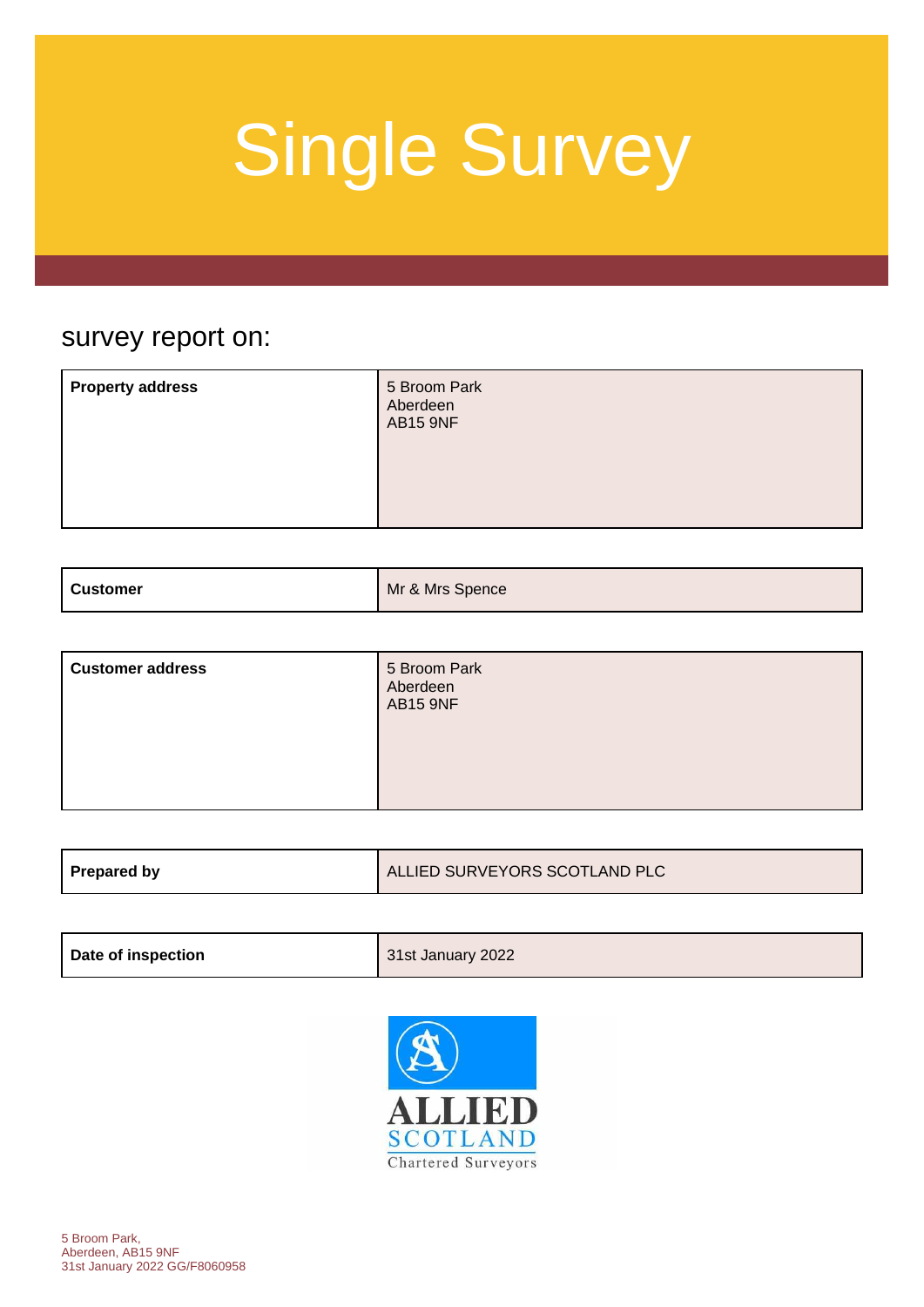# Single Survey

## survey report on:

| | |
|---|---|
| **Property address** | 5 Broom Park<br>Aberdeen<br>AB15 9NF |

| | |
|---|---|
| **Customer** | Mr & Mrs Spence |

| | |
|---|---|
| **Customer address** | 5 Broom Park<br>Aberdeen<br>AB15 9NF |

| | |
|---|---|
| **Prepared by** | ALLIED SURVEYORS SCOTLAND PLC |

| | |
|---|---|
| **Date of inspection** | 31st January 2022 |

ALLIED SCOTLAND
Chartered Surveyors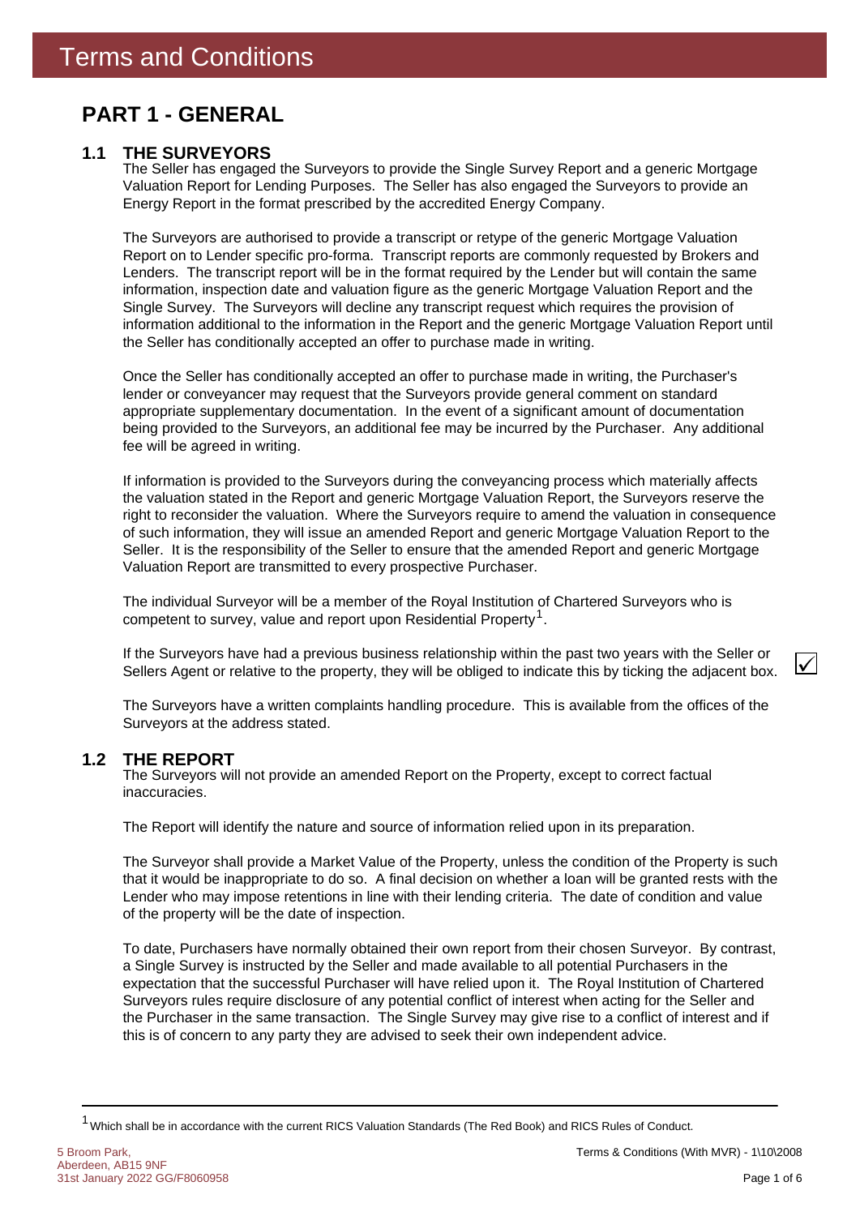# Terms and Conditions

## PART 1 - GENERAL

### 1.1 THE SURVEYORS

The Seller has engaged the Surveyors to provide the Single Survey Report and a generic Mortgage Valuation Report for Lending Purposes. The Seller has also engaged the Surveyors to provide an Energy Report in the format prescribed by the accredited Energy Company.

The Surveyors are authorised to provide a transcript or retype of the generic Mortgage Valuation Report on to Lender specific pro-forma. Transcript reports are commonly requested by Brokers and Lenders. The transcript report will be in the format required by the Lender but will contain the same information, inspection date and valuation figure as the generic Mortgage Valuation Report and the Single Survey. The Surveyors will decline any transcript request which requires the provision of information additional to the information in the Report and the generic Mortgage Valuation Report until the Seller has conditionally accepted an offer to purchase made in writing.

Once the Seller has conditionally accepted an offer to purchase made in writing, the Purchaser's lender or conveyancer may request that the Surveyors provide general comment on standard appropriate supplementary documentation. In the event of a significant amount of documentation being provided to the Surveyors, an additional fee may be incurred by the Purchaser. Any additional fee will be agreed in writing.

If information is provided to the Surveyors during the conveyancing process which materially affects the valuation stated in the Report and generic Mortgage Valuation Report, the Surveyors reserve the right to reconsider the valuation. Where the Surveyors require to amend the valuation in consequence of such information, they will issue an amended Report and generic Mortgage Valuation Report to the Seller. It is the responsibility of the Seller to ensure that the amended Report and generic Mortgage Valuation Report are transmitted to every prospective Purchaser.

The individual Surveyor will be a member of the Royal Institution of Chartered Surveyors who is competent to survey, value and report upon Residential Property[1].

If the Surveyors have had a previous business relationship within the past two years with the Seller or Sellers Agent or relative to the property, they will be obliged to indicate this by ticking the adjacent box. ☑

The Surveyors have a written complaints handling procedure. This is available from the offices of the Surveyors at the address stated.

### 1.2 THE REPORT

The Surveyors will not provide an amended Report on the Property, except to correct factual inaccuracies.

The Report will identify the nature and source of information relied upon in its preparation.

The Surveyor shall provide a Market Value of the Property, unless the condition of the Property is such that it would be inappropriate to do so. A final decision on whether a loan will be granted rests with the Lender who may impose retentions in line with their lending criteria. The date of condition and value of the property will be the date of inspection.

To date, Purchasers have normally obtained their own report from their chosen Surveyor. By contrast, a Single Survey is instructed by the Seller and made available to all potential Purchasers in the expectation that the successful Purchaser will have relied upon it. The Royal Institution of Chartered Surveyors rules require disclosure of any potential conflict of interest when acting for the Seller and the Purchaser in the same transaction. The Single Survey may give rise to a conflict of interest and if this is of concern to any party they are advised to seek their own independent advice.

---

[1] Which shall be in accordance with the current RICS Valuation Standards (The Red Book) and RICS Rules of Conduct.

5 Broom Park,
Aberdeen, AB15 9NF
31st January 2022 GG/F8060958

Terms & Conditions (With MVR) - 1\10\2008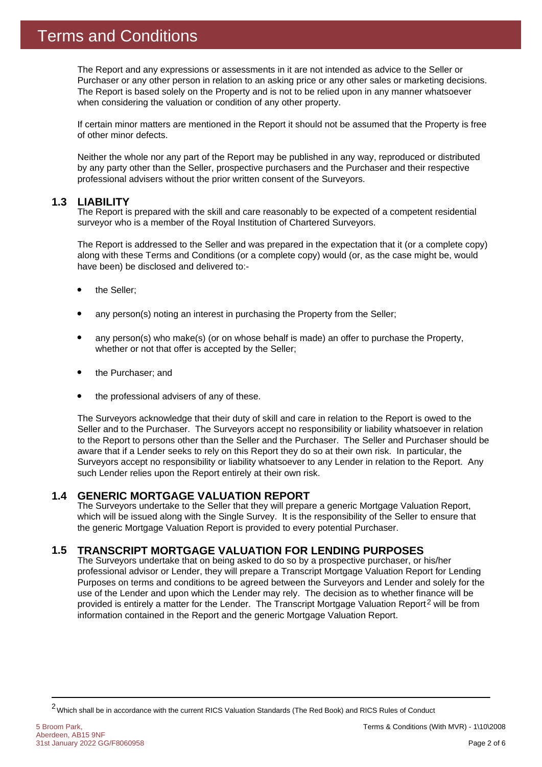# Terms and Conditions

The Report and any expressions or assessments in it are not intended as advice to the Seller or Purchaser or any other person in relation to an asking price or any other sales or marketing decisions. The Report is based solely on the Property and is not to be relied upon in any manner whatsoever when considering the valuation or condition of any other property.

If certain minor matters are mentioned in the Report it should not be assumed that the Property is free of other minor defects.

Neither the whole nor any part of the Report may be published in any way, reproduced or distributed by any party other than the Seller, prospective purchasers and the Purchaser and their respective professional advisers without the prior written consent of the Surveyors.

## 1.3 LIABILITY

The Report is prepared with the skill and care reasonably to be expected of a competent residential surveyor who is a member of the Royal Institution of Chartered Surveyors.

The Report is addressed to the Seller and was prepared in the expectation that it (or a complete copy) along with these Terms and Conditions (or a complete copy) would (or, as the case might be, would have been) be disclosed and delivered to:-

- the Seller;
- any person(s) noting an interest in purchasing the Property from the Seller;
- any person(s) who make(s) (or on whose behalf is made) an offer to purchase the Property, whether or not that offer is accepted by the Seller;
- the Purchaser; and
- the professional advisers of any of these.

The Surveyors acknowledge that their duty of skill and care in relation to the Report is owed to the Seller and to the Purchaser. The Surveyors accept no responsibility or liability whatsoever in relation to the Report to persons other than the Seller and the Purchaser. The Seller and Purchaser should be aware that if a Lender seeks to rely on this Report they do so at their own risk. In particular, the Surveyors accept no responsibility or liability whatsoever to any Lender in relation to the Report. Any such Lender relies upon the Report entirely at their own risk.

## 1.4 GENERIC MORTGAGE VALUATION REPORT

The Surveyors undertake to the Seller that they will prepare a generic Mortgage Valuation Report, which will be issued along with the Single Survey. It is the responsibility of the Seller to ensure that the generic Mortgage Valuation Report is provided to every potential Purchaser.

## 1.5 TRANSCRIPT MORTGAGE VALUATION FOR LENDING PURPOSES

The Surveyors undertake that on being asked to do so by a prospective purchaser, or his/her professional advisor or Lender, they will prepare a Transcript Mortgage Valuation Report for Lending Purposes on terms and conditions to be agreed between the Surveyors and Lender and solely for the use of the Lender and upon which the Lender may rely. The decision as to whether finance will be provided is entirely a matter for the Lender. The Transcript Mortgage Valuation Report[2] will be from information contained in the Report and the generic Mortgage Valuation Report.

[2] Which shall be in accordance with the current RICS Valuation Standards (The Red Book) and RICS Rules of Conduct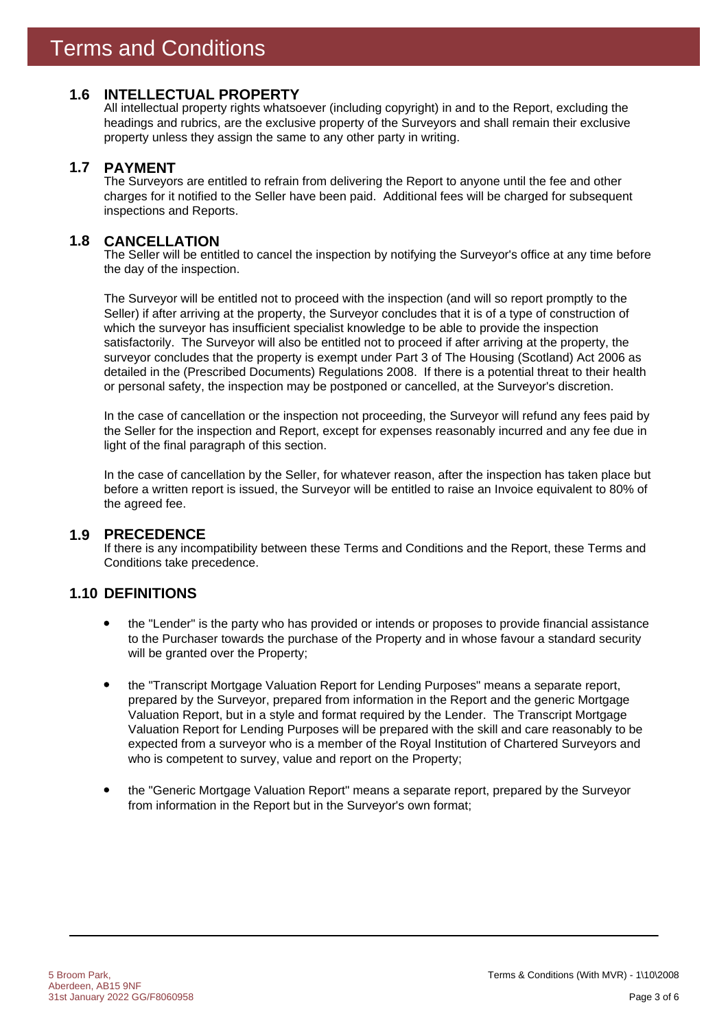# Terms and Conditions

## 1.6 INTELLECTUAL PROPERTY

All intellectual property rights whatsoever (including copyright) in and to the Report, excluding the headings and rubrics, are the exclusive property of the Surveyors and shall remain their exclusive property unless they assign the same to any other party in writing.

## 1.7 PAYMENT

The Surveyors are entitled to refrain from delivering the Report to anyone until the fee and other charges for it notified to the Seller have been paid. Additional fees will be charged for subsequent inspections and Reports.

## 1.8 CANCELLATION

The Seller will be entitled to cancel the inspection by notifying the Surveyor's office at any time before the day of the inspection.

The Surveyor will be entitled not to proceed with the inspection (and will so report promptly to the Seller) if after arriving at the property, the Surveyor concludes that it is of a type of construction of which the surveyor has insufficient specialist knowledge to be able to provide the inspection satisfactorily. The Surveyor will also be entitled not to proceed if after arriving at the property, the surveyor concludes that the property is exempt under Part 3 of The Housing (Scotland) Act 2006 as detailed in the (Prescribed Documents) Regulations 2008. If there is a potential threat to their health or personal safety, the inspection may be postponed or cancelled, at the Surveyor's discretion.

In the case of cancellation or the inspection not proceeding, the Surveyor will refund any fees paid by the Seller for the inspection and Report, except for expenses reasonably incurred and any fee due in light of the final paragraph of this section.

In the case of cancellation by the Seller, for whatever reason, after the inspection has taken place but before a written report is issued, the Surveyor will be entitled to raise an Invoice equivalent to 80% of the agreed fee.

## 1.9 PRECEDENCE

If there is any incompatibility between these Terms and Conditions and the Report, these Terms and Conditions take precedence.

## 1.10 DEFINITIONS

- the "Lender" is the party who has provided or intends or proposes to provide financial assistance to the Purchaser towards the purchase of the Property and in whose favour a standard security will be granted over the Property;
- the "Transcript Mortgage Valuation Report for Lending Purposes" means a separate report, prepared by the Surveyor, prepared from information in the Report and the generic Mortgage Valuation Report, but in a style and format required by the Lender. The Transcript Mortgage Valuation Report for Lending Purposes will be prepared with the skill and care reasonably to be expected from a surveyor who is a member of the Royal Institution of Chartered Surveyors and who is competent to survey, value and report on the Property;
- the "Generic Mortgage Valuation Report" means a separate report, prepared by the Surveyor from information in the Report but in the Surveyor's own format;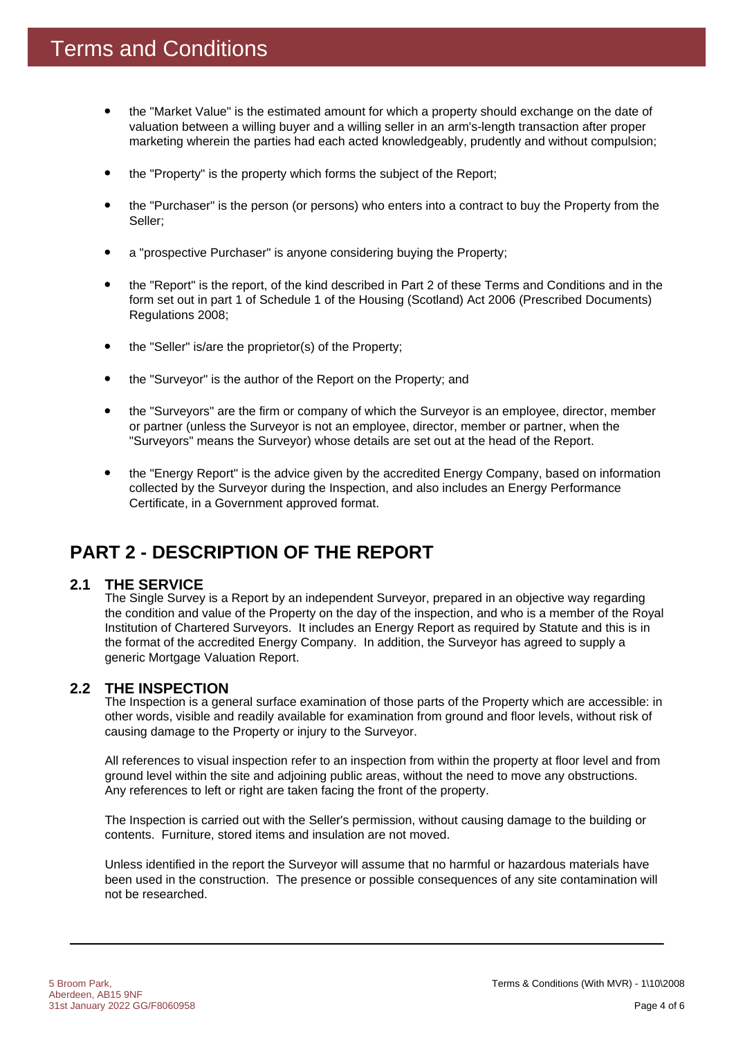# Terms and Conditions

- the "Market Value" is the estimated amount for which a property should exchange on the date of valuation between a willing buyer and a willing seller in an arm's-length transaction after proper marketing wherein the parties had each acted knowledgeably, prudently and without compulsion;

- the "Property" is the property which forms the subject of the Report;

- the "Purchaser" is the person (or persons) who enters into a contract to buy the Property from the Seller;

- a "prospective Purchaser" is anyone considering buying the Property;

- the "Report" is the report, of the kind described in Part 2 of these Terms and Conditions and in the form set out in part 1 of Schedule 1 of the Housing (Scotland) Act 2006 (Prescribed Documents) Regulations 2008;

- the "Seller" is/are the proprietor(s) of the Property;

- the "Surveyor" is the author of the Report on the Property; and

- the "Surveyors" are the firm or company of which the Surveyor is an employee, director, member or partner (unless the Surveyor is not an employee, director, member or partner, when the "Surveyors" means the Surveyor) whose details are set out at the head of the Report.

- the "Energy Report" is the advice given by the accredited Energy Company, based on information collected by the Surveyor during the Inspection, and also includes an Energy Performance Certificate, in a Government approved format.

## PART 2 - DESCRIPTION OF THE REPORT

### 2.1 THE SERVICE

The Single Survey is a Report by an independent Surveyor, prepared in an objective way regarding the condition and value of the Property on the day of the inspection, and who is a member of the Royal Institution of Chartered Surveyors. It includes an Energy Report as required by Statute and this is in the format of the accredited Energy Company. In addition, the Surveyor has agreed to supply a generic Mortgage Valuation Report.

### 2.2 THE INSPECTION

The Inspection is a general surface examination of those parts of the Property which are accessible: in other words, visible and readily available for examination from ground and floor levels, without risk of causing damage to the Property or injury to the Surveyor.

All references to visual inspection refer to an inspection from within the property at floor level and from ground level within the site and adjoining public areas, without the need to move any obstructions. Any references to left or right are taken facing the front of the property.

The Inspection is carried out with the Seller's permission, without causing damage to the building or contents. Furniture, stored items and insulation are not moved.

Unless identified in the report the Surveyor will assume that no harmful or hazardous materials have been used in the construction. The presence or possible consequences of any site contamination will not be researched.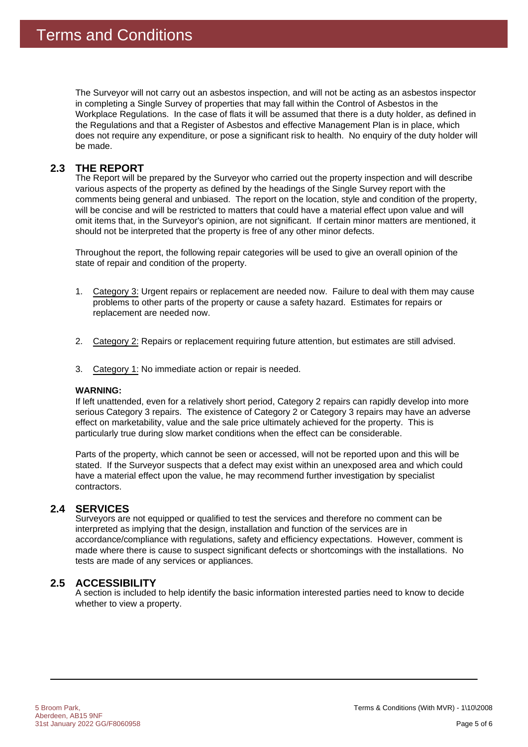# Terms and Conditions

The Surveyor will not carry out an asbestos inspection, and will not be acting as an asbestos inspector in completing a Single Survey of properties that may fall within the Control of Asbestos in the Workplace Regulations. In the case of flats it will be assumed that there is a duty holder, as defined in the Regulations and that a Register of Asbestos and effective Management Plan is in place, which does not require any expenditure, or pose a significant risk to health. No enquiry of the duty holder will be made.

## 2.3 THE REPORT

The Report will be prepared by the Surveyor who carried out the property inspection and will describe various aspects of the property as defined by the headings of the Single Survey report with the comments being general and unbiased. The report on the location, style and condition of the property, will be concise and will be restricted to matters that could have a material effect upon value and will omit items that, in the Surveyor's opinion, are not significant. If certain minor matters are mentioned, it should not be interpreted that the property is free of any other minor defects.

Throughout the report, the following repair categories will be used to give an overall opinion of the state of repair and condition of the property.

1. Category 3: Urgent repairs or replacement are needed now. Failure to deal with them may cause problems to other parts of the property or cause a safety hazard. Estimates for repairs or replacement are needed now.

2. Category 2: Repairs or replacement requiring future attention, but estimates are still advised.

3. Category 1: No immediate action or repair is needed.

**WARNING:**

If left unattended, even for a relatively short period, Category 2 repairs can rapidly develop into more serious Category 3 repairs. The existence of Category 2 or Category 3 repairs may have an adverse effect on marketability, value and the sale price ultimately achieved for the property. This is particularly true during slow market conditions when the effect can be considerable.

Parts of the property, which cannot be seen or accessed, will not be reported upon and this will be stated. If the Surveyor suspects that a defect may exist within an unexposed area and which could have a material effect upon the value, he may recommend further investigation by specialist contractors.

## 2.4 SERVICES

Surveyors are not equipped or qualified to test the services and therefore no comment can be interpreted as implying that the design, installation and function of the services are in accordance/compliance with regulations, safety and efficiency expectations. However, comment is made where there is cause to suspect significant defects or shortcomings with the installations. No tests are made of any services or appliances.

## 2.5 ACCESSIBILITY

A section is included to help identify the basic information interested parties need to know to decide whether to view a property.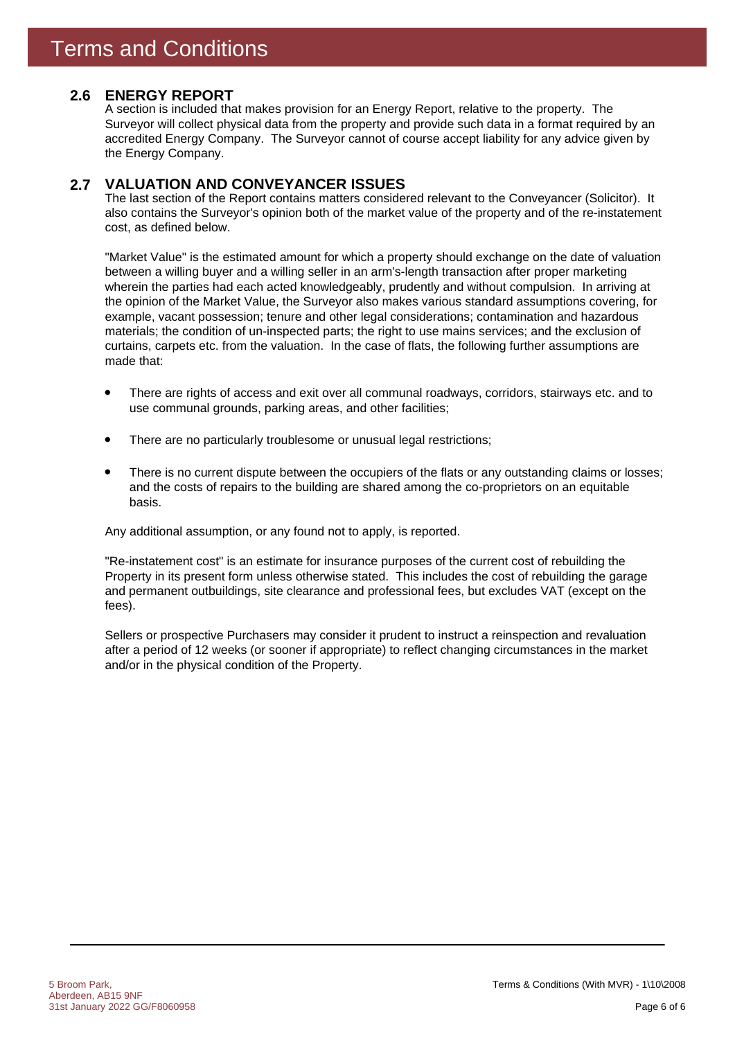# Terms and Conditions

## 2.6 ENERGY REPORT

A section is included that makes provision for an Energy Report, relative to the property. The Surveyor will collect physical data from the property and provide such data in a format required by an accredited Energy Company. The Surveyor cannot of course accept liability for any advice given by the Energy Company.

## 2.7 VALUATION AND CONVEYANCER ISSUES

The last section of the Report contains matters considered relevant to the Conveyancer (Solicitor). It also contains the Surveyor's opinion both of the market value of the property and of the re-instatement cost, as defined below.

"Market Value" is the estimated amount for which a property should exchange on the date of valuation between a willing buyer and a willing seller in an arm's-length transaction after proper marketing wherein the parties had each acted knowledgeably, prudently and without compulsion. In arriving at the opinion of the Market Value, the Surveyor also makes various standard assumptions covering, for example, vacant possession; tenure and other legal considerations; contamination and hazardous materials; the condition of un-inspected parts; the right to use mains services; and the exclusion of curtains, carpets etc. from the valuation. In the case of flats, the following further assumptions are made that:

- There are rights of access and exit over all communal roadways, corridors, stairways etc. and to use communal grounds, parking areas, and other facilities;
- There are no particularly troublesome or unusual legal restrictions;
- There is no current dispute between the occupiers of the flats or any outstanding claims or losses; and the costs of repairs to the building are shared among the co-proprietors on an equitable basis.

Any additional assumption, or any found not to apply, is reported.

"Re-instatement cost" is an estimate for insurance purposes of the current cost of rebuilding the Property in its present form unless otherwise stated. This includes the cost of rebuilding the garage and permanent outbuildings, site clearance and professional fees, but excludes VAT (except on the fees).

Sellers or prospective Purchasers may consider it prudent to instruct a reinspection and revaluation after a period of 12 weeks (or sooner if appropriate) to reflect changing circumstances in the market and/or in the physical condition of the Property.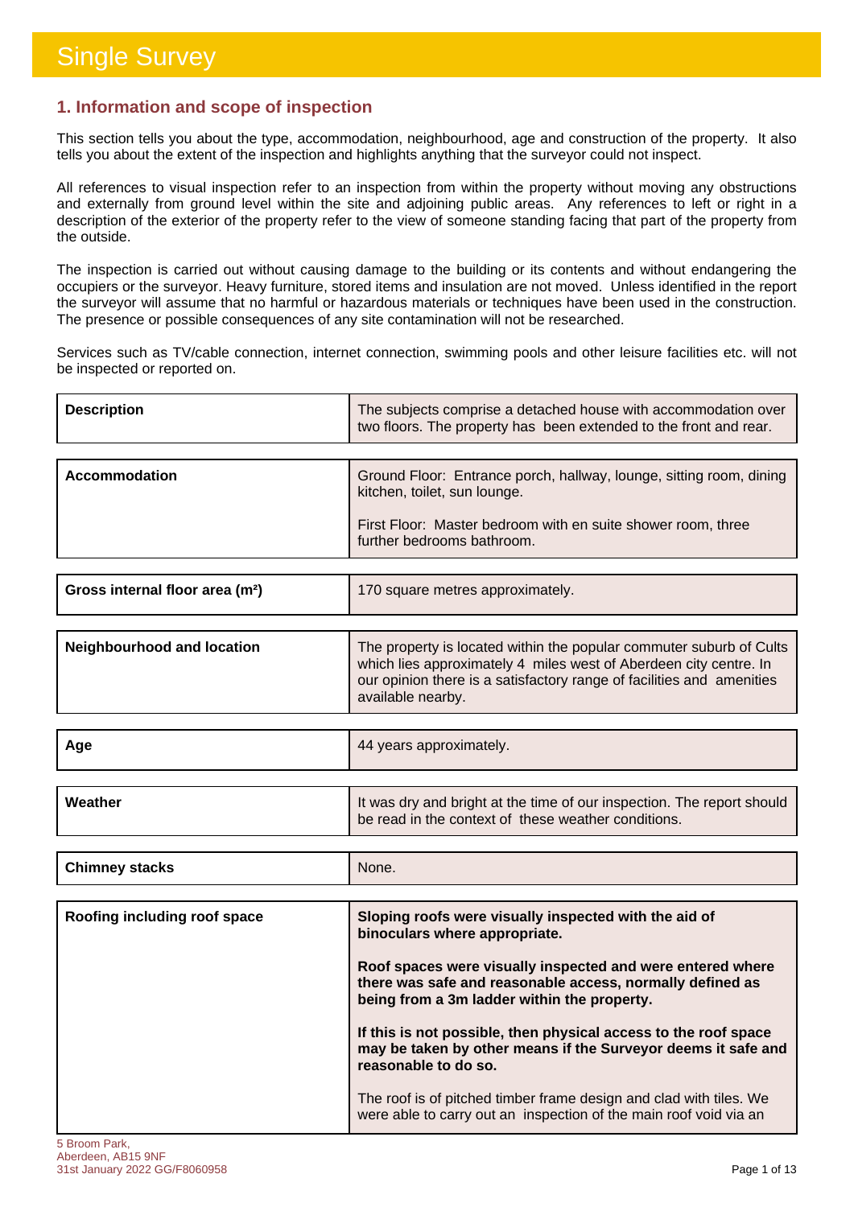# Single Survey

## 1. Information and scope of inspection

This section tells you about the type, accommodation, neighbourhood, age and construction of the property. It also tells you about the extent of the inspection and highlights anything that the surveyor could not inspect.

All references to visual inspection refer to an inspection from within the property without moving any obstructions and externally from ground level within the site and adjoining public areas. Any references to left or right in a description of the exterior of the property refer to the view of someone standing facing that part of the property from the outside.

The inspection is carried out without causing damage to the building or its contents and without endangering the occupiers or the surveyor. Heavy furniture, stored items and insulation are not moved. Unless identified in the report the surveyor will assume that no harmful or hazardous materials or techniques have been used in the construction. The presence or possible consequences of any site contamination will not be researched.

Services such as TV/cable connection, internet connection, swimming pools and other leisure facilities etc. will not be inspected or reported on.

| | |
|---|---|
| **Description** | The subjects comprise a detached house with accommodation over two floors. The property has been extended to the front and rear. |
| **Accommodation** | Ground Floor: Entrance porch, hallway, lounge, sitting room, dining kitchen, toilet, sun lounge.<br><br>First Floor: Master bedroom with en suite shower room, three further bedrooms bathroom. |
| **Gross internal floor area (m²)** | 170 square metres approximately. |
| **Neighbourhood and location** | The property is located within the popular commuter suburb of Cults which lies approximately 4 miles west of Aberdeen city centre. In our opinion there is a satisfactory range of facilities and amenities available nearby. |
| **Age** | 44 years approximately. |
| **Weather** | It was dry and bright at the time of our inspection. The report should be read in the context of these weather conditions. |
| **Chimney stacks** | None. |
| **Roofing including roof space** | **Sloping roofs were visually inspected with the aid of binoculars where appropriate.**<br><br>**Roof spaces were visually inspected and were entered where there was safe and reasonable access, normally defined as being from a 3m ladder within the property.**<br><br>**If this is not possible, then physical access to the roof space may be taken by other means if the Surveyor deems it safe and reasonable to do so.**<br><br>The roof is of pitched timber frame design and clad with tiles. We were able to carry out an inspection of the main roof void via an |

5 Broom Park,
Aberdeen, AB15 9NF
31st January 2022 GG/F8060958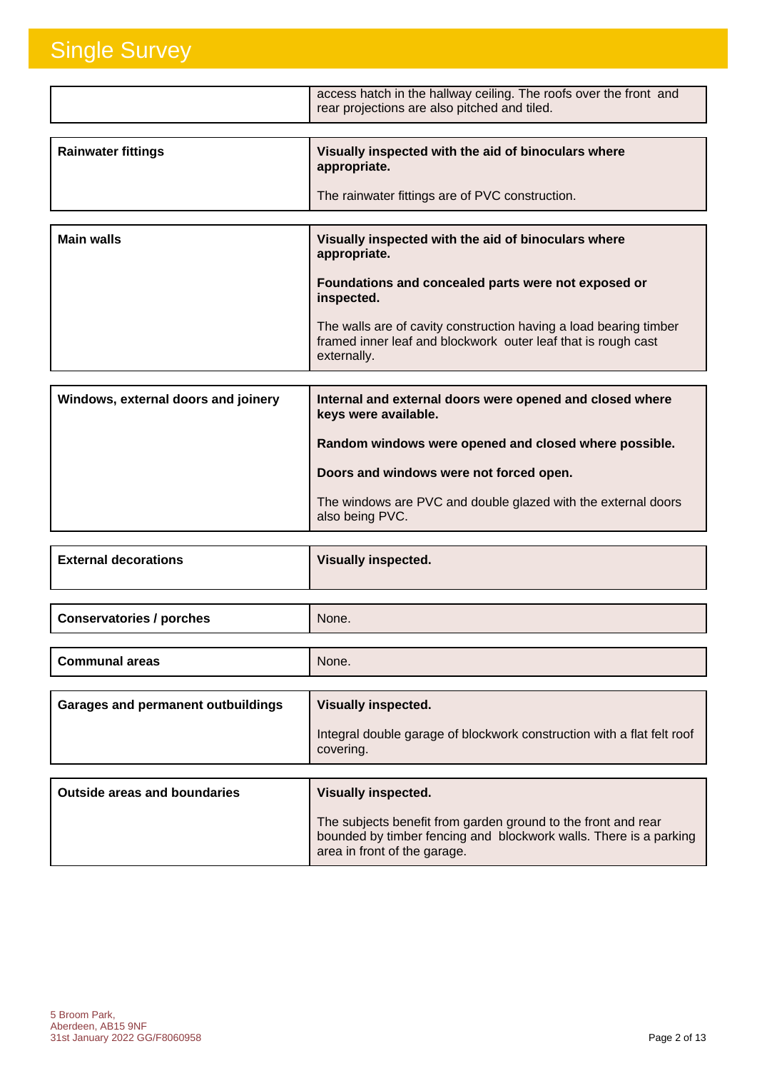| | |
|---|---|
| | access hatch in the hallway ceiling. The roofs over the front and rear projections are also pitched and tiled. |

| | |
|---|---|
| **Rainwater fittings** | **Visually inspected with the aid of binoculars where appropriate.**<br><br>The rainwater fittings are of PVC construction. |

| | |
|---|---|
| **Main walls** | **Visually inspected with the aid of binoculars where appropriate.**<br><br>**Foundations and concealed parts were not exposed or inspected.**<br><br>The walls are of cavity construction having a load bearing timber framed inner leaf and blockwork outer leaf that is rough cast externally. |

| | |
|---|---|
| **Windows, external doors and joinery** | **Internal and external doors were opened and closed where keys were available.**<br><br>**Random windows were opened and closed where possible.**<br><br>**Doors and windows were not forced open.**<br><br>The windows are PVC and double glazed with the external doors also being PVC. |

| | |
|---|---|
| **External decorations** | **Visually inspected.** |

| | |
|---|---|
| **Conservatories / porches** | None. |

| | |
|---|---|
| **Communal areas** | None. |

| | |
|---|---|
| **Garages and permanent outbuildings** | **Visually inspected.**<br><br>Integral double garage of blockwork construction with a flat felt roof covering. |

| | |
|---|---|
| **Outside areas and boundaries** | **Visually inspected.**<br><br>The subjects benefit from garden ground to the front and rear bounded by timber fencing and blockwork walls. There is a parking area in front of the garage. |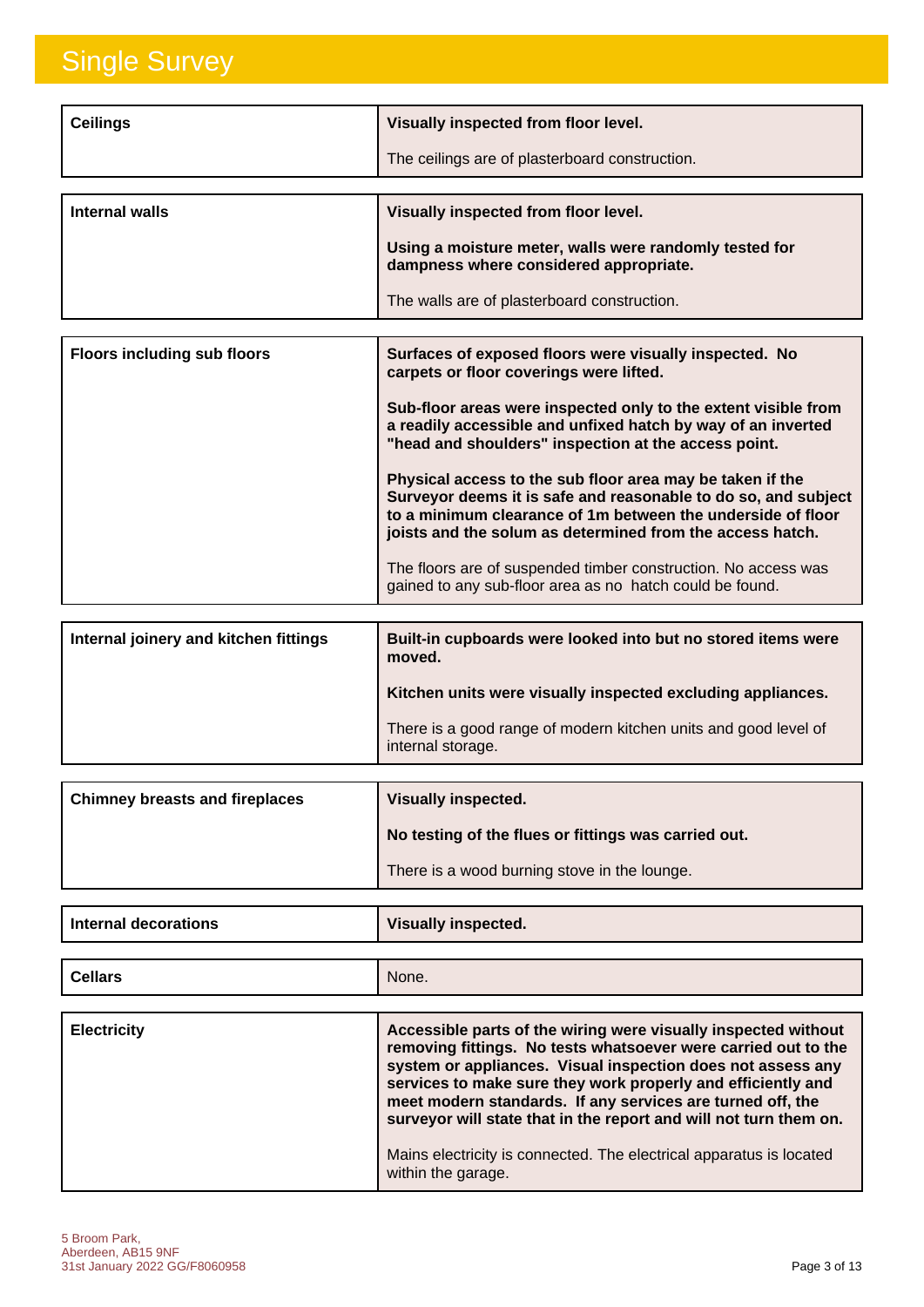# Single Survey

| | |
|---|---|
| **Ceilings** | **Visually inspected from floor level.**<br><br>The ceilings are of plasterboard construction. |
| **Internal walls** | **Visually inspected from floor level.**<br><br>**Using a moisture meter, walls were randomly tested for dampness where considered appropriate.**<br><br>The walls are of plasterboard construction. |
| **Floors including sub floors** | **Surfaces of exposed floors were visually inspected. No carpets or floor coverings were lifted.**<br><br>**Sub-floor areas were inspected only to the extent visible from a readily accessible and unfixed hatch by way of an inverted "head and shoulders" inspection at the access point.**<br><br>**Physical access to the sub floor area may be taken if the Surveyor deems it is safe and reasonable to do so, and subject to a minimum clearance of 1m between the underside of floor joists and the solum as determined from the access hatch.**<br><br>The floors are of suspended timber construction. No access was gained to any sub-floor area as no hatch could be found. |
| **Internal joinery and kitchen fittings** | **Built-in cupboards were looked into but no stored items were moved.**<br><br>**Kitchen units were visually inspected excluding appliances.**<br><br>There is a good range of modern kitchen units and good level of internal storage. |
| **Chimney breasts and fireplaces** | **Visually inspected.**<br><br>**No testing of the flues or fittings was carried out.**<br><br>There is a wood burning stove in the lounge. |
| **Internal decorations** | **Visually inspected.** |
| **Cellars** | None. |
| **Electricity** | **Accessible parts of the wiring were visually inspected without removing fittings. No tests whatsoever were carried out to the system or appliances. Visual inspection does not assess any services to make sure they work properly and efficiently and meet modern standards. If any services are turned off, the surveyor will state that in the report and will not turn them on.**<br><br>Mains electricity is connected. The electrical apparatus is located within the garage. |

5 Broom Park,
Aberdeen, AB15 9NF
31st January 2022 GG/F8060958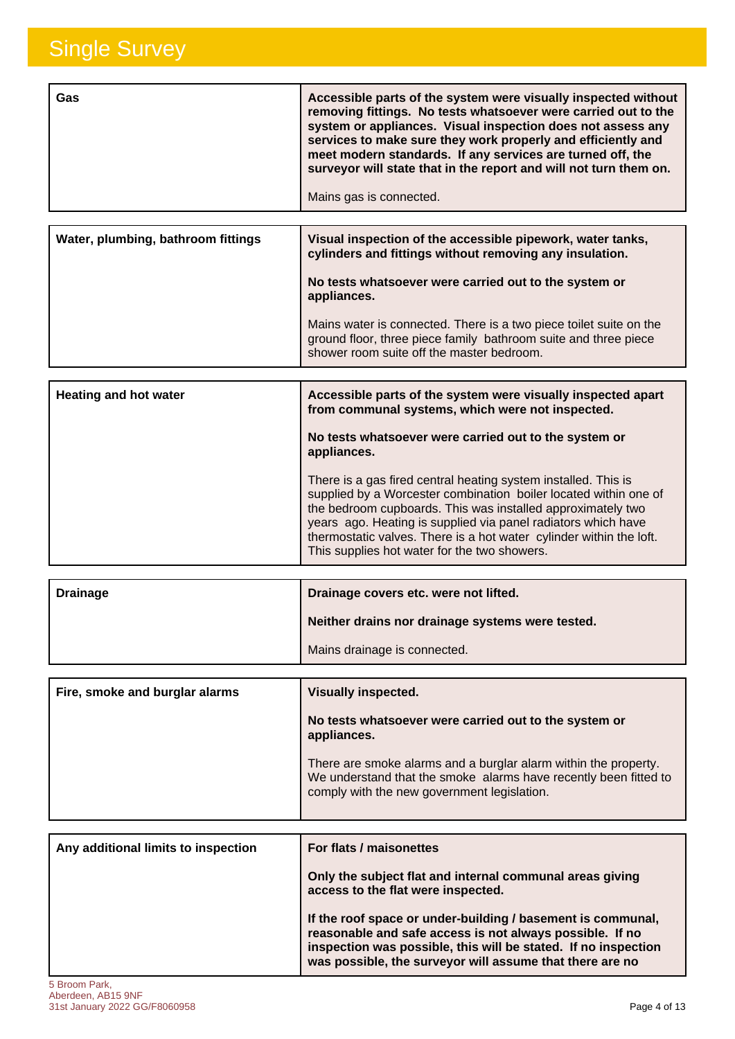| | |
|---|---|
| **Gas** | **Accessible parts of the system were visually inspected without removing fittings. No tests whatsoever were carried out to the system or appliances. Visual inspection does not assess any services to make sure they work properly and efficiently and meet modern standards. If any services are turned off, the surveyor will state that in the report and will not turn them on.**<br><br>Mains gas is connected. |

| | |
|---|---|
| **Water, plumbing, bathroom fittings** | **Visual inspection of the accessible pipework, water tanks, cylinders and fittings without removing any insulation.**<br><br>**No tests whatsoever were carried out to the system or appliances.**<br><br>Mains water is connected. There is a two piece toilet suite on the ground floor, three piece family bathroom suite and three piece shower room suite off the master bedroom. |

| | |
|---|---|
| **Heating and hot water** | **Accessible parts of the system were visually inspected apart from communal systems, which were not inspected.**<br><br>**No tests whatsoever were carried out to the system or appliances.**<br><br>There is a gas fired central heating system installed. This is supplied by a Worcester combination boiler located within one of the bedroom cupboards. This was installed approximately two years ago. Heating is supplied via panel radiators which have thermostatic valves. There is a hot water cylinder within the loft. This supplies hot water for the two showers. |

| | |
|---|---|
| **Drainage** | **Drainage covers etc. were not lifted.**<br><br>**Neither drains nor drainage systems were tested.**<br><br>Mains drainage is connected. |

| | |
|---|---|
| **Fire, smoke and burglar alarms** | **Visually inspected.**<br><br>**No tests whatsoever were carried out to the system or appliances.**<br><br>There are smoke alarms and a burglar alarm within the property. We understand that the smoke alarms have recently been fitted to comply with the new government legislation. |

| | |
|---|---|
| **Any additional limits to inspection** | **For flats / maisonettes**<br><br>**Only the subject flat and internal communal areas giving access to the flat were inspected.**<br><br>**If the roof space or under-building / basement is communal, reasonable and safe access is not always possible. If no inspection was possible, this will be stated. If no inspection was possible, the surveyor will assume that there are no** |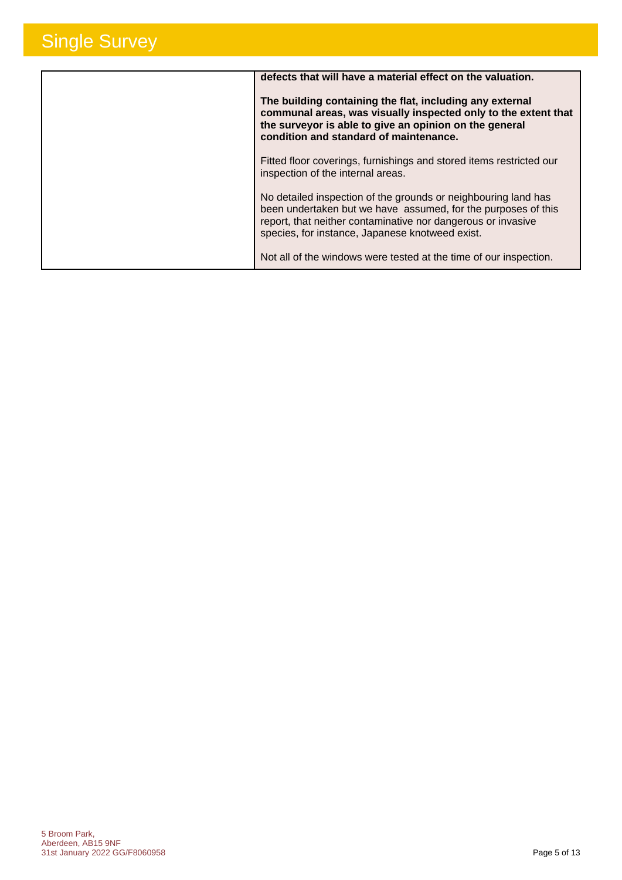| | |
|---|---|
| | **defects that will have a material effect on the valuation.**<br><br>**The building containing the flat, including any external communal areas, was visually inspected only to the extent that the surveyor is able to give an opinion on the general condition and standard of maintenance.**<br><br>Fitted floor coverings, furnishings and stored items restricted our inspection of the internal areas.<br><br>No detailed inspection of the grounds or neighbouring land has been undertaken but we have assumed, for the purposes of this report, that neither contaminative nor dangerous or invasive species, for instance, Japanese knotweed exist.<br><br>Not all of the windows were tested at the time of our inspection. |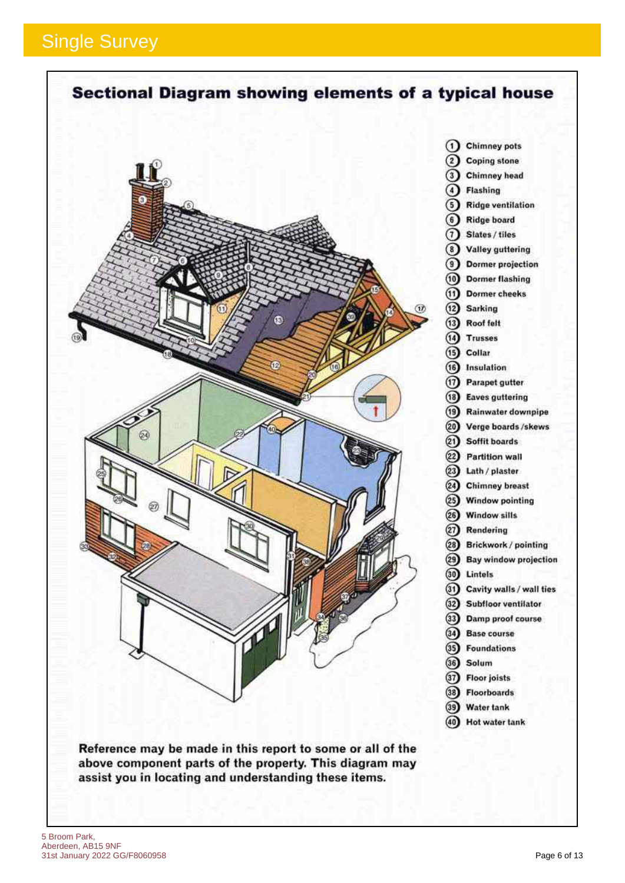# Single Survey

## Sectional Diagram showing elements of a typical house

1. Chimney pots
2. Coping stone
3. Chimney head
4. Flashing
5. Ridge ventilation
6. Ridge board
7. Slates / tiles
8. Valley guttering
9. Dormer projection
10. Dormer flashing
11. Dormer cheeks
12. Sarking
13. Roof felt
14. Trusses
15. Collar
16. Insulation
17. Parapet gutter
18. Eaves guttering
19. Rainwater downpipe
20. Verge boards /skews
21. Soffit boards
22. Partition wall
23. Lath / plaster
24. Chimney breast
25. Window pointing
26. Window sills
27. Rendering
28. Brickwork / pointing
29. Bay window projection
30. Lintels
31. Cavity walls / wall ties
32. Subfloor ventilator
33. Damp proof course
34. Base course
35. Foundations
36. Solum
37. Floor joists
38. Floorboards
39. Water tank
40. Hot water tank

**Reference may be made in this report to some or all of the above component parts of the property. This diagram may assist you in locating and understanding these items.**

5 Broom Park,
Aberdeen, AB15 9NF
31st January 2022 GG/F8060958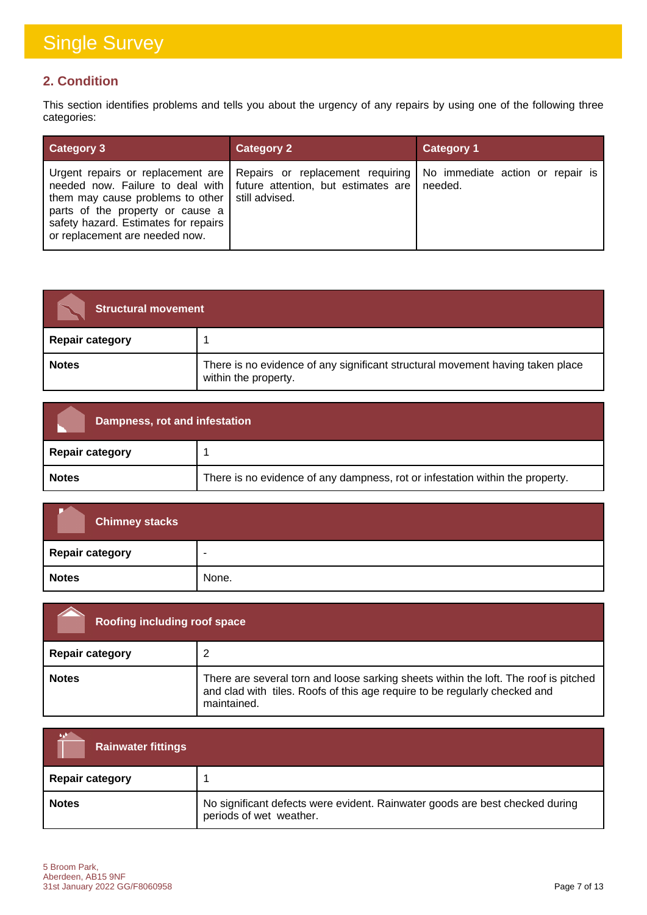# Single Survey

## 2. Condition

This section identifies problems and tells you about the urgency of any repairs by using one of the following three categories:

| Category 3 | Category 2 | Category 1 |
|---|---|---|
| Urgent repairs or replacement are needed now. Failure to deal with them may cause problems to other parts of the property or cause a safety hazard. Estimates for repairs or replacement are needed now. | Repairs or replacement requiring future attention, but estimates are still advised. | No immediate action or repair is needed. |

| Structural movement | |
|---|---|
| **Repair category** | 1 |
| **Notes** | There is no evidence of any significant structural movement having taken place within the property. |

| Dampness, rot and infestation | |
|---|---|
| **Repair category** | 1 |
| **Notes** | There is no evidence of any dampness, rot or infestation within the property. |

| Chimney stacks | |
|---|---|
| **Repair category** | - |
| **Notes** | None. |

| Roofing including roof space | |
|---|---|
| **Repair category** | 2 |
| **Notes** | There are several torn and loose sarking sheets within the loft. The roof is pitched and clad with tiles. Roofs of this age require to be regularly checked and maintained. |

| Rainwater fittings | |
|---|---|
| **Repair category** | 1 |
| **Notes** | No significant defects were evident. Rainwater goods are best checked during periods of wet weather. |

5 Broom Park,
Aberdeen, AB15 9NF
31st January 2022 GG/F8060958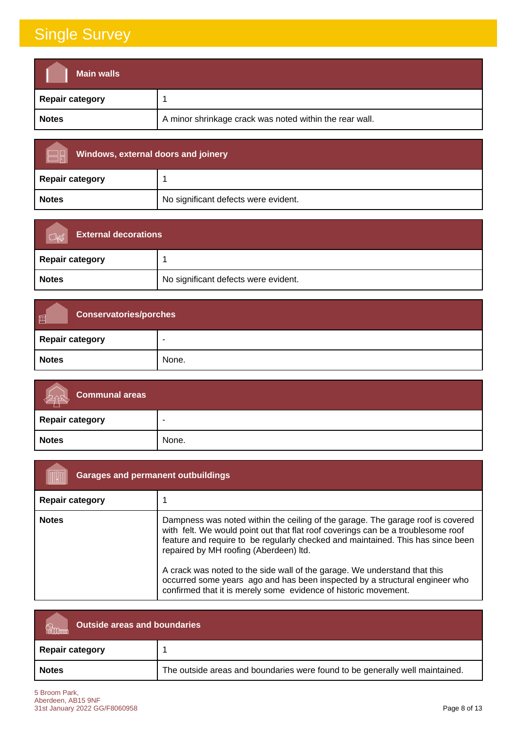# Single Survey

| Main walls | |
|---|---|
| **Repair category** | 1 |
| **Notes** | A minor shrinkage crack was noted within the rear wall. |

| Windows, external doors and joinery | |
|---|---|
| **Repair category** | 1 |
| **Notes** | No significant defects were evident. |

| External decorations | |
|---|---|
| **Repair category** | 1 |
| **Notes** | No significant defects were evident. |

| Conservatories/porches | |
|---|---|
| **Repair category** | - |
| **Notes** | None. |

| Communal areas | |
|---|---|
| **Repair category** | - |
| **Notes** | None. |

| Garages and permanent outbuildings | |
|---|---|
| **Repair category** | 1 |
| **Notes** | Dampness was noted within the ceiling of the garage. The garage roof is covered with felt. We would point out that flat roof coverings can be a troublesome roof feature and require to be regularly checked and maintained. This has since been repaired by MH roofing (Aberdeen) ltd.<br><br>A crack was noted to the side wall of the garage. We understand that this occurred some years ago and has been inspected by a structural engineer who confirmed that it is merely some evidence of historic movement. |

| Outside areas and boundaries | |
|---|---|
| **Repair category** | 1 |
| **Notes** | The outside areas and boundaries were found to be generally well maintained. |

5 Broom Park,
Aberdeen, AB15 9NF
31st January 2022 GG/F8060958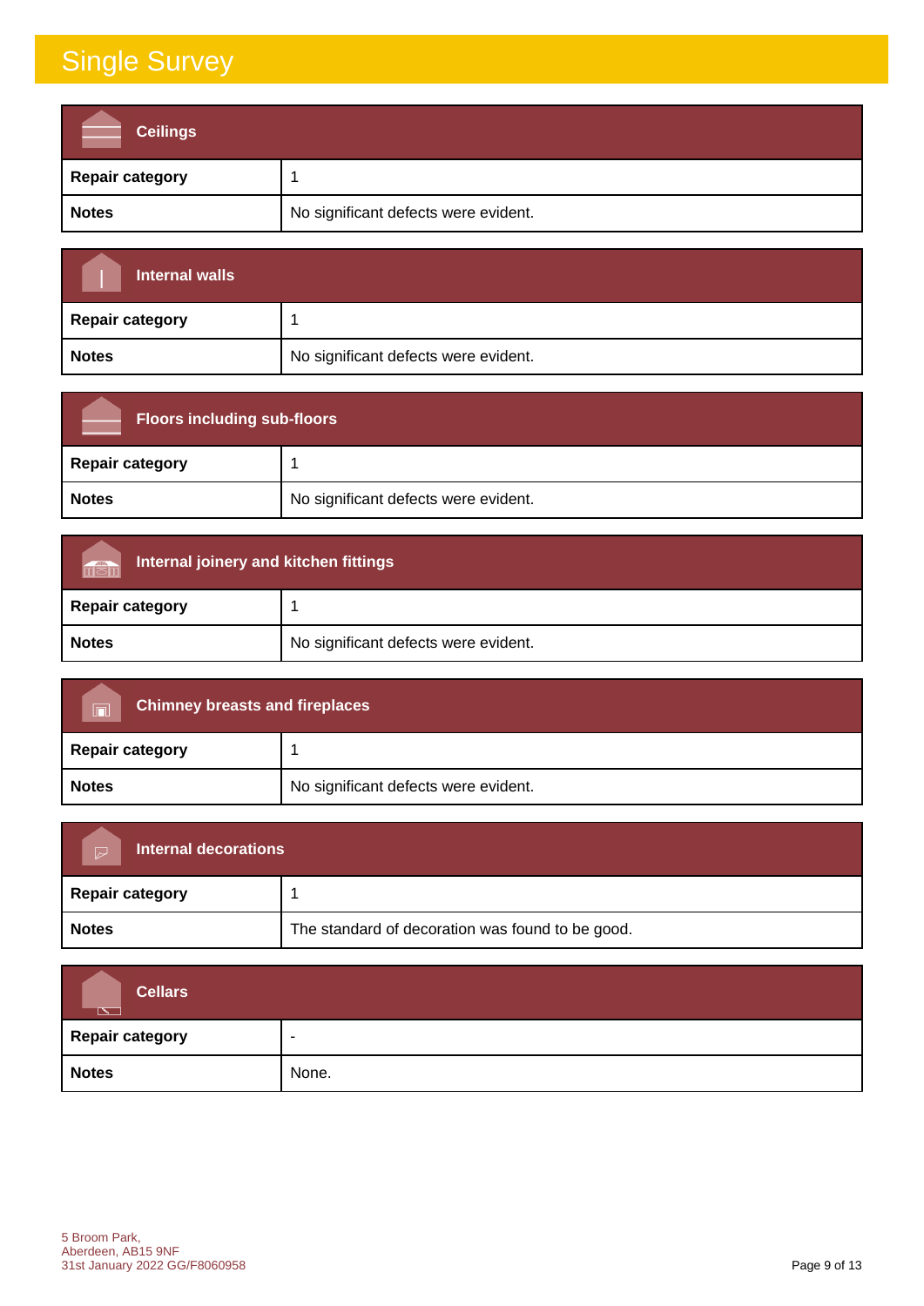# Single Survey

| Ceilings | |
| --- | --- |
| **Repair category** | 1 |
| **Notes** | No significant defects were evident. |

| Internal walls | |
| --- | --- |
| **Repair category** | 1 |
| **Notes** | No significant defects were evident. |

| Floors including sub-floors | |
| --- | --- |
| **Repair category** | 1 |
| **Notes** | No significant defects were evident. |

| Internal joinery and kitchen fittings | |
| --- | --- |
| **Repair category** | 1 |
| **Notes** | No significant defects were evident. |

| Chimney breasts and fireplaces | |
| --- | --- |
| **Repair category** | 1 |
| **Notes** | No significant defects were evident. |

| Internal decorations | |
| --- | --- |
| **Repair category** | 1 |
| **Notes** | The standard of decoration was found to be good. |

| Cellars | |
| --- | --- |
| **Repair category** | - |
| **Notes** | None. |

5 Broom Park,
Aberdeen, AB15 9NF
31st January 2022 GG/F8060958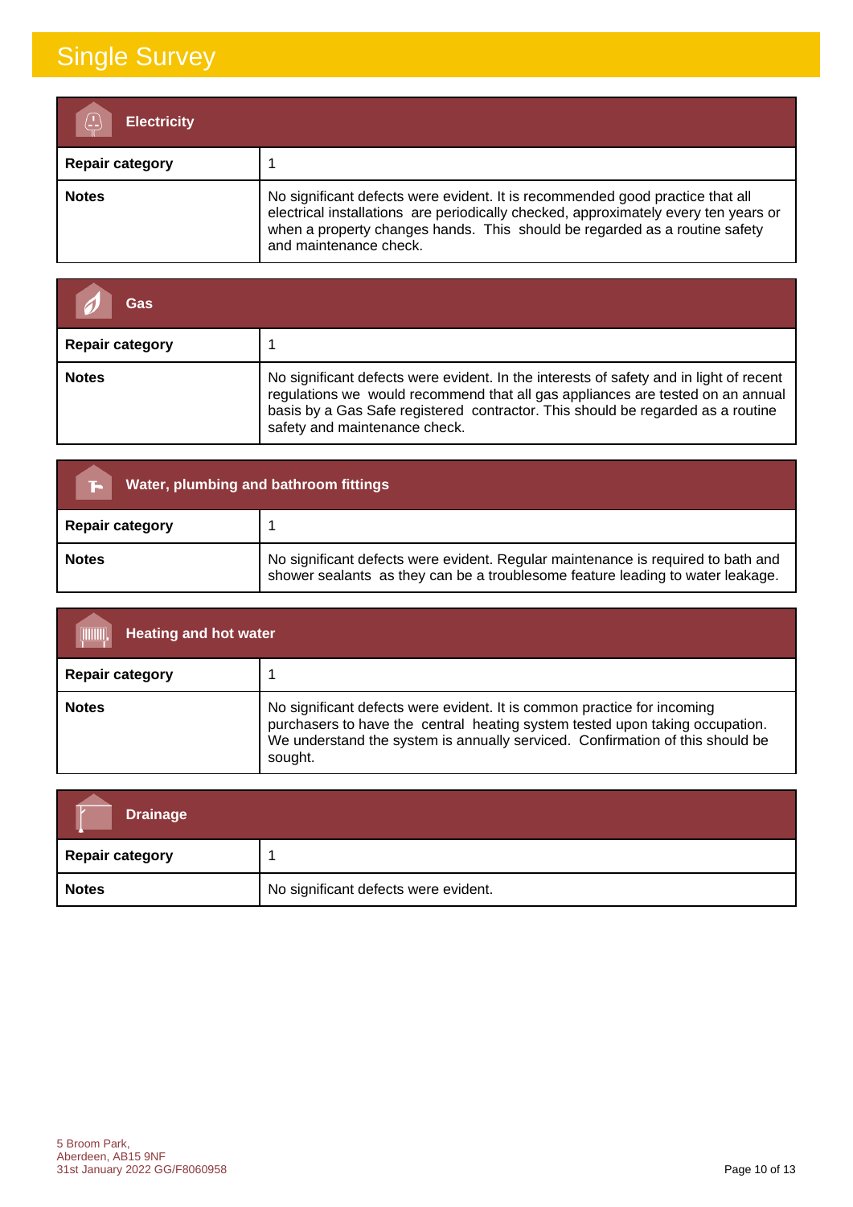# Single Survey

| Electricity | |
|---|---|
| **Repair category** | 1 |
| **Notes** | No significant defects were evident. It is recommended good practice that all electrical installations are periodically checked, approximately every ten years or when a property changes hands. This should be regarded as a routine safety and maintenance check. |

| Gas | |
|---|---|
| **Repair category** | 1 |
| **Notes** | No significant defects were evident. In the interests of safety and in light of recent regulations we would recommend that all gas appliances are tested on an annual basis by a Gas Safe registered contractor. This should be regarded as a routine safety and maintenance check. |

| Water, plumbing and bathroom fittings | |
|---|---|
| **Repair category** | 1 |
| **Notes** | No significant defects were evident. Regular maintenance is required to bath and shower sealants as they can be a troublesome feature leading to water leakage. |

| Heating and hot water | |
|---|---|
| **Repair category** | 1 |
| **Notes** | No significant defects were evident. It is common practice for incoming purchasers to have the central heating system tested upon taking occupation. We understand the system is annually serviced. Confirmation of this should be sought. |

| Drainage | |
|---|---|
| **Repair category** | 1 |
| **Notes** | No significant defects were evident. |

5 Broom Park,
Aberdeen, AB15 9NF
31st January 2022 GG/F8060958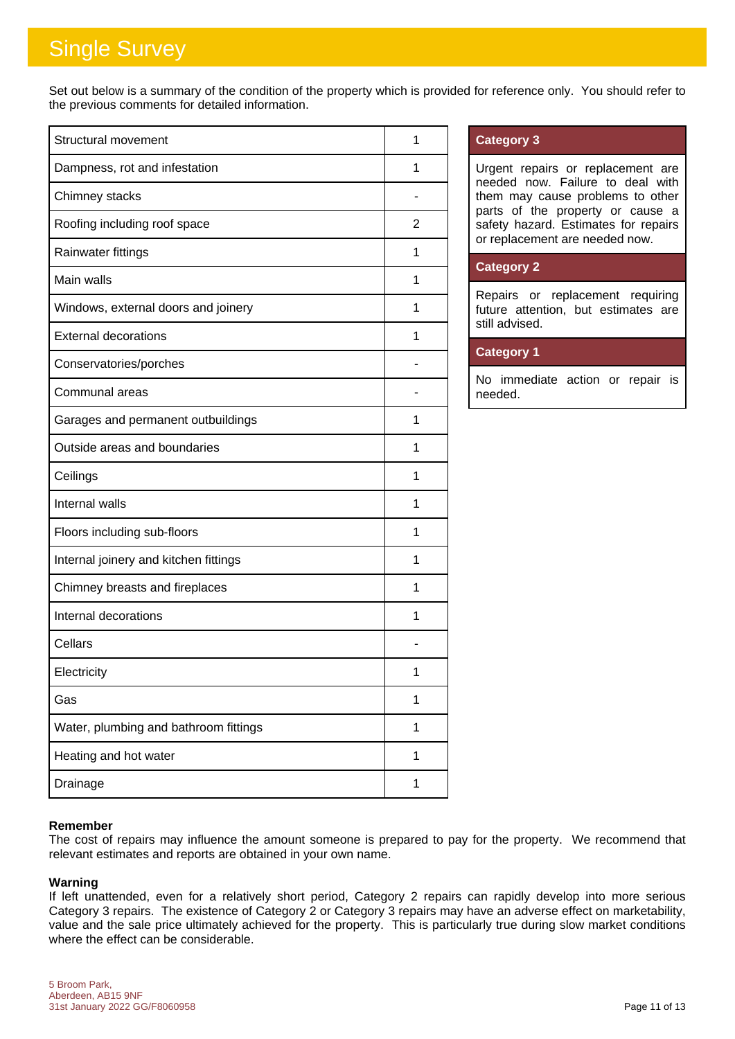# Single Survey

Set out below is a summary of the condition of the property which is provided for reference only. You should refer to the previous comments for detailed information.

| Element | Category |
|---|---|
| Structural movement | 1 |
| Dampness, rot and infestation | 1 |
| Chimney stacks | - |
| Roofing including roof space | 2 |
| Rainwater fittings | 1 |
| Main walls | 1 |
| Windows, external doors and joinery | 1 |
| External decorations | 1 |
| Conservatories/porches | - |
| Communal areas | - |
| Garages and permanent outbuildings | 1 |
| Outside areas and boundaries | 1 |
| Ceilings | 1 |
| Internal walls | 1 |
| Floors including sub-floors | 1 |
| Internal joinery and kitchen fittings | 1 |
| Chimney breasts and fireplaces | 1 |
| Internal decorations | 1 |
| Cellars | - |
| Electricity | 1 |
| Gas | 1 |
| Water, plumbing and bathroom fittings | 1 |
| Heating and hot water | 1 |
| Drainage | 1 |

**Category 3**

Urgent repairs or replacement are needed now. Failure to deal with them may cause problems to other parts of the property or cause a safety hazard. Estimates for repairs or replacement are needed now.

**Category 2**

Repairs or replacement requiring future attention, but estimates are still advised.

**Category 1**

No immediate action or repair is needed.

**Remember**
The cost of repairs may influence the amount someone is prepared to pay for the property. We recommend that relevant estimates and reports are obtained in your own name.

**Warning**
If left unattended, even for a relatively short period, Category 2 repairs can rapidly develop into more serious Category 3 repairs. The existence of Category 2 or Category 3 repairs may have an adverse effect on marketability, value and the sale price ultimately achieved for the property. This is particularly true during slow market conditions where the effect can be considerable.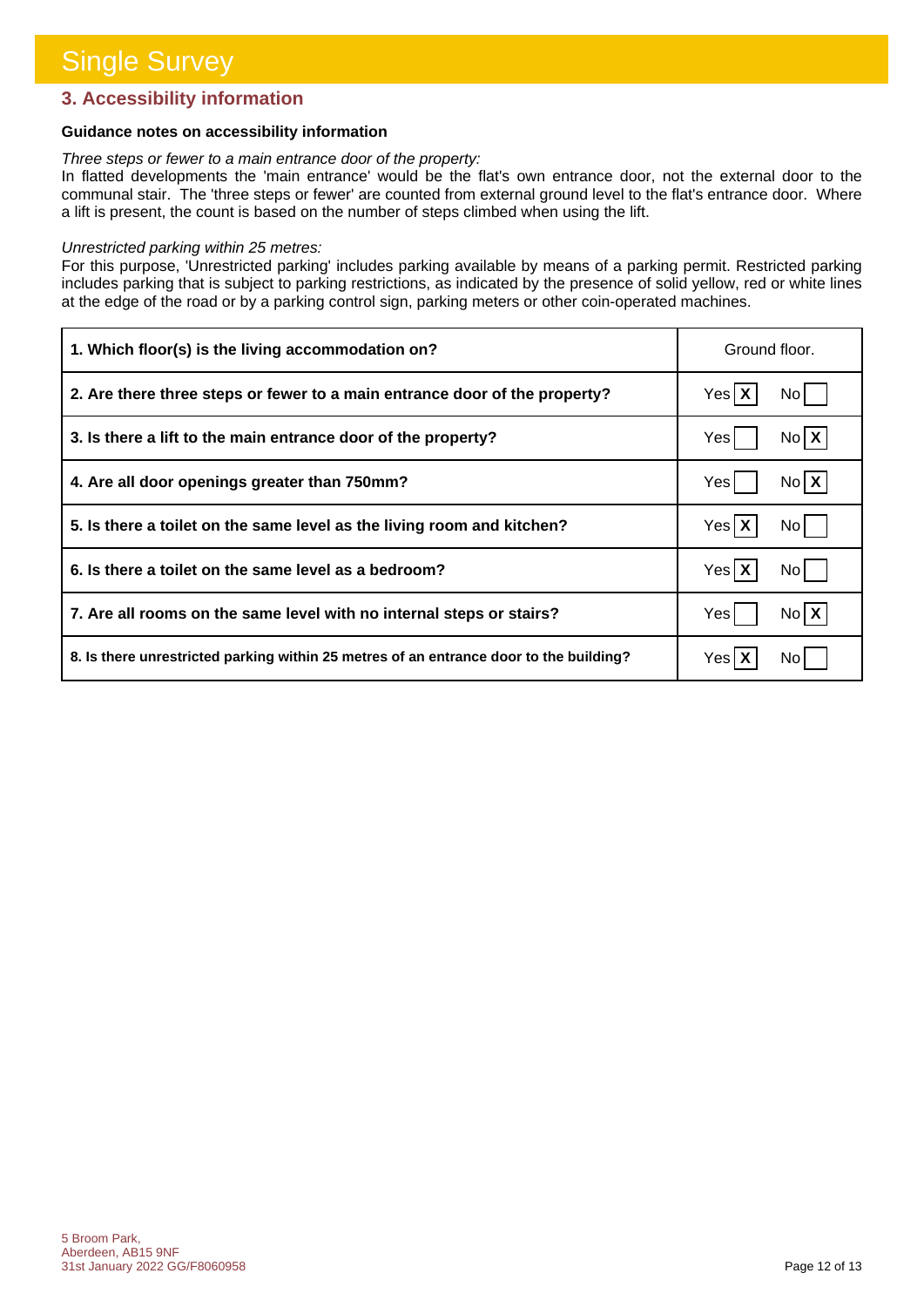# Single Survey

## 3. Accessibility information

**Guidance notes on accessibility information**

*Three steps or fewer to a main entrance door of the property:*

In flatted developments the 'main entrance' would be the flat's own entrance door, not the external door to the communal stair. The 'three steps or fewer' are counted from external ground level to the flat's entrance door. Where a lift is present, the count is based on the number of steps climbed when using the lift.

*Unrestricted parking within 25 metres:*

For this purpose, 'Unrestricted parking' includes parking available by means of a parking permit. Restricted parking includes parking that is subject to parking restrictions, as indicated by the presence of solid yellow, red or white lines at the edge of the road or by a parking control sign, parking meters or other coin-operated machines.

| | |
|---|---|
| **1. Which floor(s) is the living accommodation on?** | Ground floor. |
| **2. Are there three steps or fewer to a main entrance door of the property?** | Yes [X] No [ ] |
| **3. Is there a lift to the main entrance door of the property?** | Yes [ ] No [X] |
| **4. Are all door openings greater than 750mm?** | Yes [ ] No [X] |
| **5. Is there a toilet on the same level as the living room and kitchen?** | Yes [X] No [ ] |
| **6. Is there a toilet on the same level as a bedroom?** | Yes [X] No [ ] |
| **7. Are all rooms on the same level with no internal steps or stairs?** | Yes [ ] No [X] |
| **8. Is there unrestricted parking within 25 metres of an entrance door to the building?** | Yes [X] No [ ] |

5 Broom Park,
Aberdeen, AB15 9NF
31st January 2022 GG/F8060958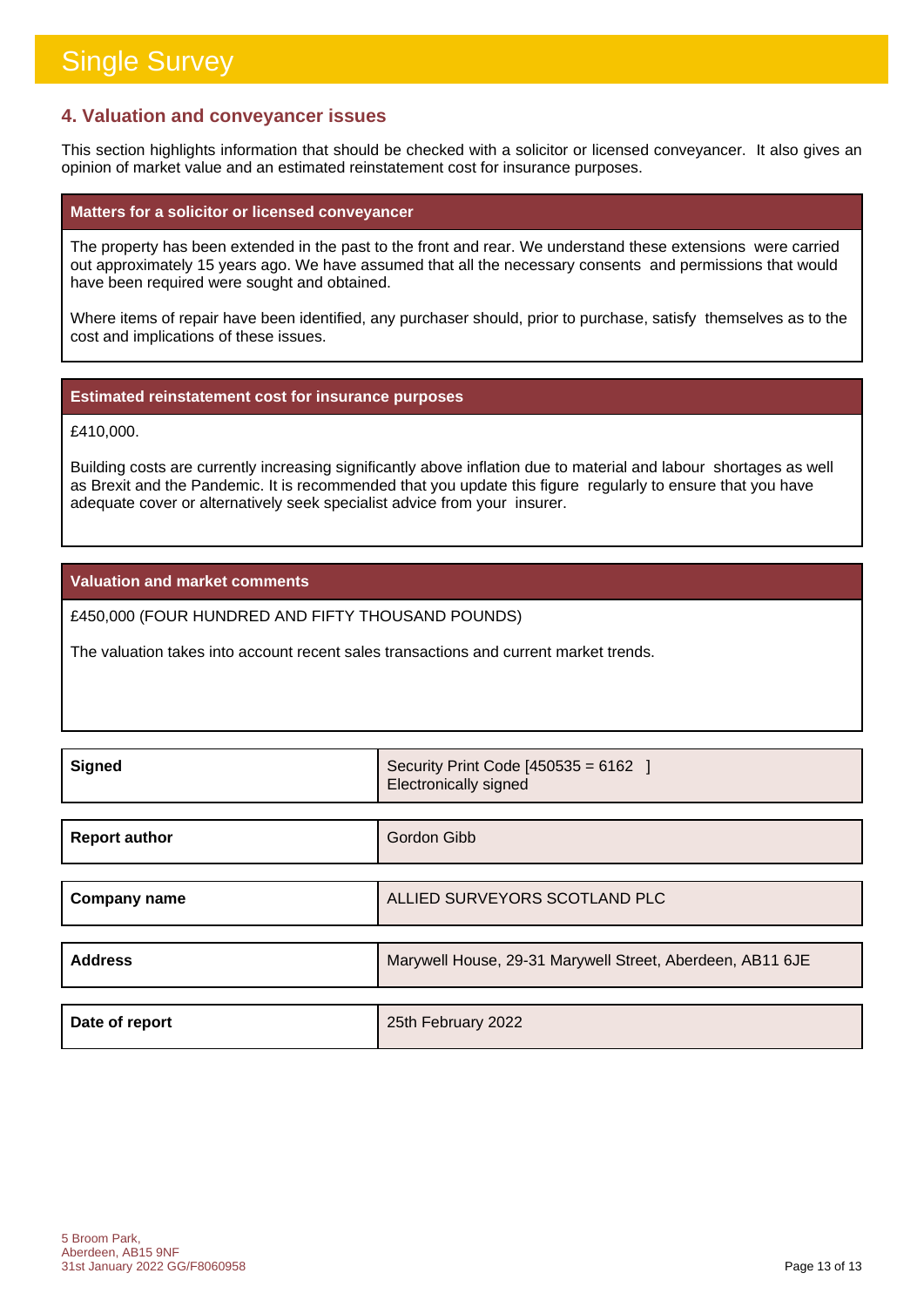# Single Survey

## 4. Valuation and conveyancer issues

This section highlights information that should be checked with a solicitor or licensed conveyancer. It also gives an opinion of market value and an estimated reinstatement cost for insurance purposes.

### Matters for a solicitor or licensed conveyancer

The property has been extended in the past to the front and rear. We understand these extensions were carried out approximately 15 years ago. We have assumed that all the necessary consents and permissions that would have been required were sought and obtained.

Where items of repair have been identified, any purchaser should, prior to purchase, satisfy themselves as to the cost and implications of these issues.

### Estimated reinstatement cost for insurance purposes

£410,000.

Building costs are currently increasing significantly above inflation due to material and labour shortages as well as Brexit and the Pandemic. It is recommended that you update this figure regularly to ensure that you have adequate cover or alternatively seek specialist advice from your insurer.

### Valuation and market comments

£450,000 (FOUR HUNDRED AND FIFTY THOUSAND POUNDS)

The valuation takes into account recent sales transactions and current market trends.

| | |
|---|---|
| **Signed** | Security Print Code [450535 = 6162 ]<br>Electronically signed |
| **Report author** | Gordon Gibb |
| **Company name** | ALLIED SURVEYORS SCOTLAND PLC |
| **Address** | Marywell House, 29-31 Marywell Street, Aberdeen, AB11 6JE |
| **Date of report** | 25th February 2022 |

5 Broom Park,
Aberdeen, AB15 9NF
31st January 2022 GG/F8060958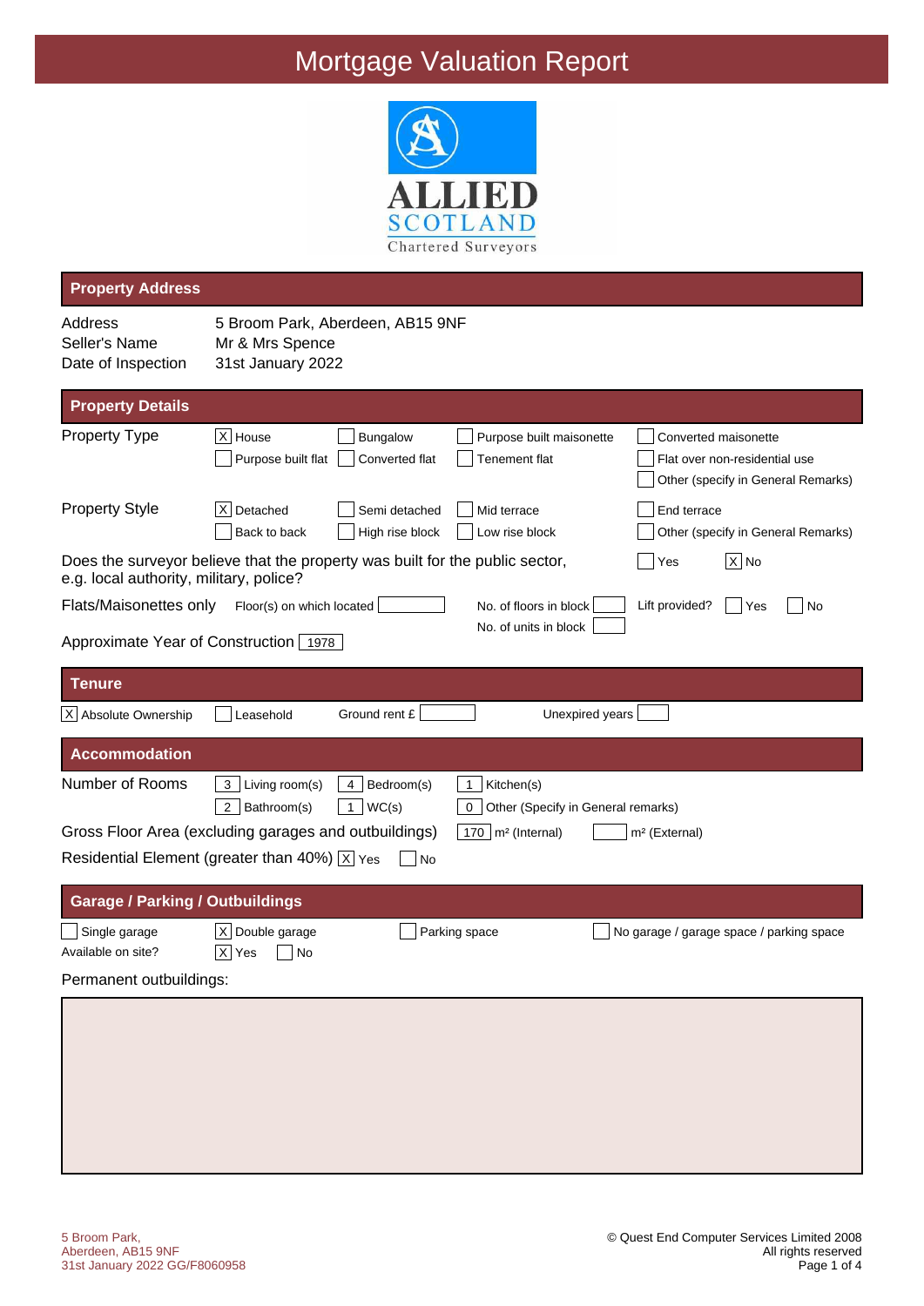# Mortgage Valuation Report

ALLIED SCOTLAND
Chartered Surveyors

## Property Address

| | |
|---|---|
| Address | 5 Broom Park, Aberdeen, AB15 9NF |
| Seller's Name | Mr & Mrs Spence |
| Date of Inspection | 31st January 2022 |

## Property Details

**Property Type**

- [X] House
- [ ] Bungalow
- [ ] Purpose built maisonette
- [ ] Converted maisonette
- [ ] Purpose built flat
- [ ] Converted flat
- [ ] Tenement flat
- [ ] Flat over non-residential use
- [ ] Other (specify in General Remarks)

**Property Style**

- [X] Detached
- [ ] Semi detached
- [ ] Mid terrace
- [ ] End terrace
- [ ] Back to back
- [ ] High rise block
- [ ] Low rise block
- [ ] Other (specify in General Remarks)

Does the surveyor believe that the property was built for the public sector, e.g. local authority, military, police? [ ] Yes [X] No

Flats/Maisonettes only: Floor(s) on which located [ ] No. of floors in block [ ] Lift provided? [ ] Yes [ ] No
No. of units in block [ ]

Approximate Year of Construction: 1978

## Tenure

[X] Absolute Ownership [ ] Leasehold Ground rent £ [ ] Unexpired years [ ]

## Accommodation

**Number of Rooms**

| | | |
|---|---|---|
| 3 Living room(s) | 4 Bedroom(s) | 1 Kitchen(s) |
| 2 Bathroom(s) | 1 WC(s) | 0 Other (Specify in General remarks) |

Gross Floor Area (excluding garages and outbuildings): 170 m² (Internal) [ ] m² (External)

Residential Element (greater than 40%): [X] Yes [ ] No

## Garage / Parking / Outbuildings

- [ ] Single garage
- [X] Double garage
- [ ] Parking space
- [ ] No garage / garage space / parking space

Available on site? [X] Yes [ ] No

Permanent outbuildings: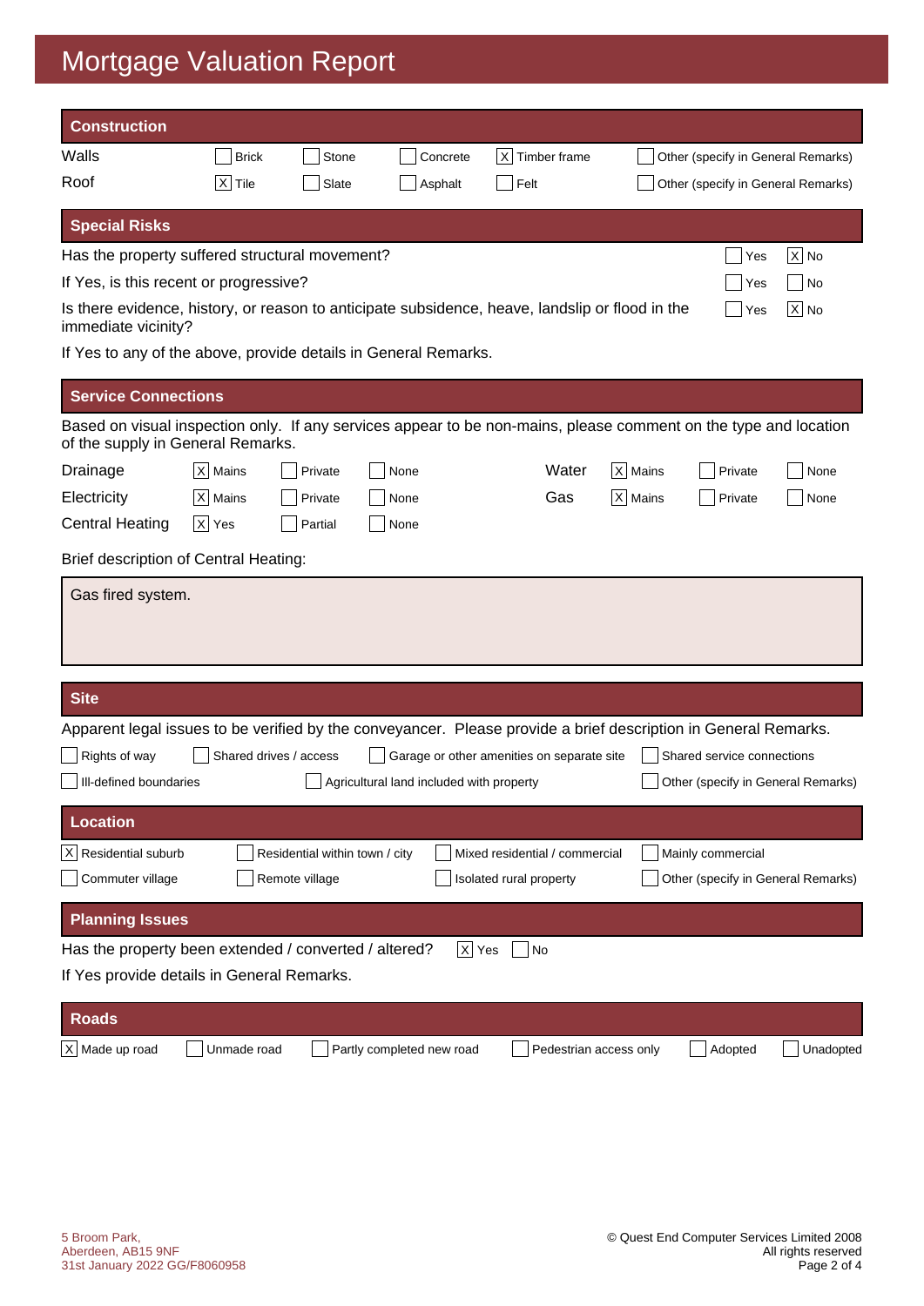# Mortgage Valuation Report

## Construction

| | | | | | |
|---|---|---|---|---|---|
| Walls | [ ] Brick | [ ] Stone | [ ] Concrete | [X] Timber frame | [ ] Other (specify in General Remarks) |
| Roof | [X] Tile | [ ] Slate | [ ] Asphalt | [ ] Felt | [ ] Other (specify in General Remarks) |

## Special Risks

| | | |
|---|---|---|
| Has the property suffered structural movement? | [ ] Yes | [X] No |
| If Yes, is this recent or progressive? | [ ] Yes | [ ] No |
| Is there evidence, history, or reason to anticipate subsidence, heave, landslip or flood in the immediate vicinity? | [ ] Yes | [X] No |

If Yes to any of the above, provide details in General Remarks.

## Service Connections

Based on visual inspection only. If any services appear to be non-mains, please comment on the type and location of the supply in General Remarks.

| | | | | | | | |
|---|---|---|---|---|---|---|---|
| Drainage | [X] Mains | [ ] Private | [ ] None | Water | [X] Mains | [ ] Private | [ ] None |
| Electricity | [X] Mains | [ ] Private | [ ] None | Gas | [X] Mains | [ ] Private | [ ] None |
| Central Heating | [X] Yes | [ ] Partial | [ ] None | | | | |

Brief description of Central Heating:

Gas fired system.

## Site

Apparent legal issues to be verified by the conveyancer. Please provide a brief description in General Remarks.

[ ] Rights of way [ ] Shared drives / access [ ] Garage or other amenities on separate site [ ] Shared service connections

[ ] Ill-defined boundaries [ ] Agricultural land included with property [ ] Other (specify in General Remarks)

## Location

[X] Residential suburb [ ] Residential within town / city [ ] Mixed residential / commercial [ ] Mainly commercial

[ ] Commuter village [ ] Remote village [ ] Isolated rural property [ ] Other (specify in General Remarks)

## Planning Issues

Has the property been extended / converted / altered? [X] Yes [ ] No

If Yes provide details in General Remarks.

## Roads

[X] Made up road [ ] Unmade road [ ] Partly completed new road [ ] Pedestrian access only [ ] Adopted [ ] Unadopted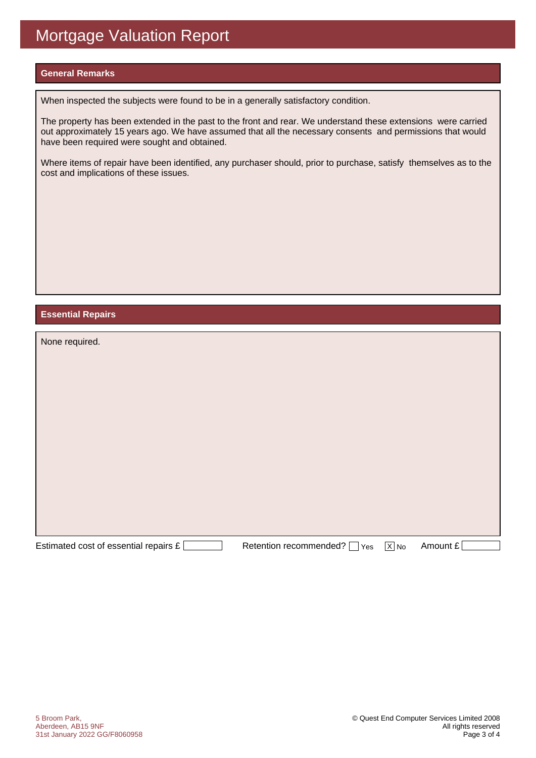# Mortgage Valuation Report

## General Remarks

When inspected the subjects were found to be in a generally satisfactory condition.

The property has been extended in the past to the front and rear. We understand these extensions were carried out approximately 15 years ago. We have assumed that all the necessary consents and permissions that would have been required were sought and obtained.

Where items of repair have been identified, any purchaser should, prior to purchase, satisfy themselves as to the cost and implications of these issues.

## Essential Repairs

None required.

Estimated cost of essential repairs £ [ ]    Retention recommended? [ ] Yes [X] No    Amount £ [ ]

5 Broom Park,
Aberdeen, AB15 9NF
31st January 2022 GG/F8060958

© Quest End Computer Services Limited 2008
All rights reserved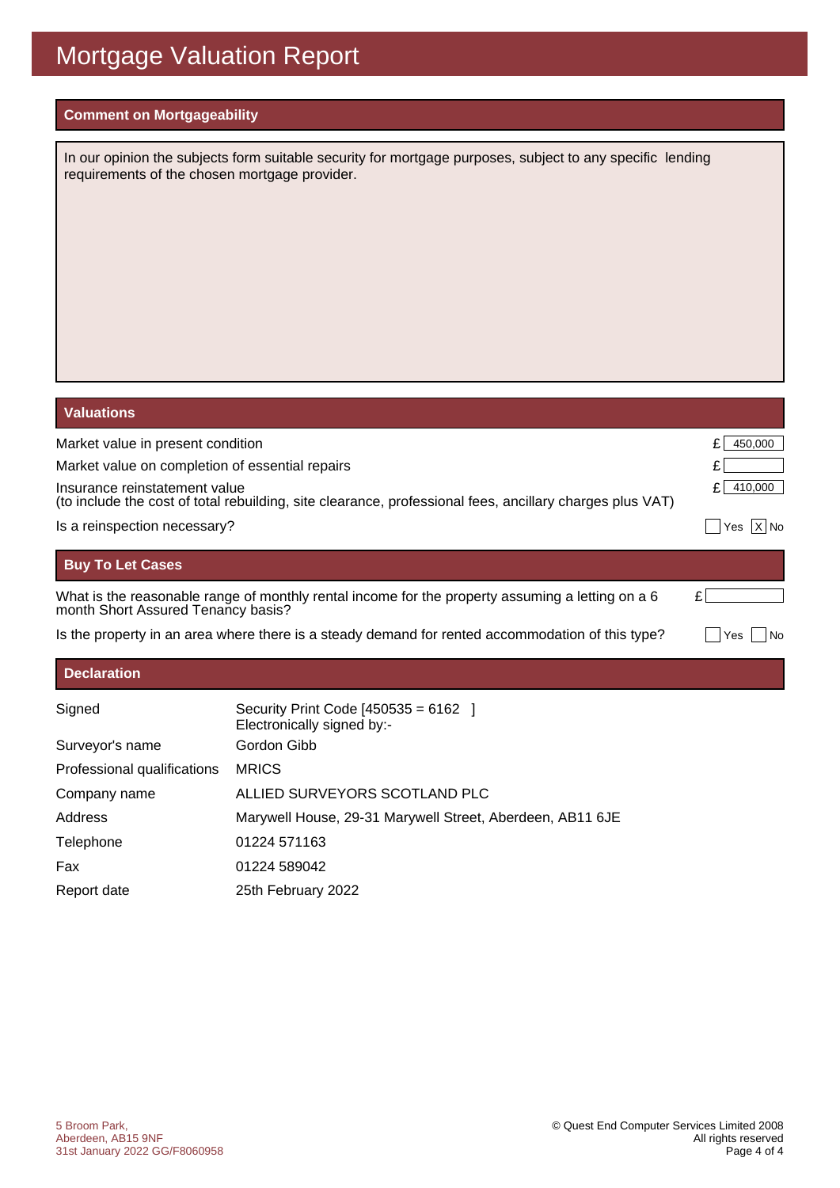# Mortgage Valuation Report

## Comment on Mortgageability

In our opinion the subjects form suitable security for mortgage purposes, subject to any specific lending requirements of the chosen mortgage provider.

## Valuations

| | |
|---|---|
| Market value in present condition | £ 450,000 |
| Market value on completion of essential repairs | £ |
| Insurance reinstatement value<br>(to include the cost of total rebuilding, site clearance, professional fees, ancillary charges plus VAT) | £ 410,000 |
| Is a reinspection necessary? | [ ] Yes [X] No |

## Buy To Let Cases

| | |
|---|---|
| What is the reasonable range of monthly rental income for the property assuming a letting on a 6 month Short Assured Tenancy basis? | £ |
| Is the property in an area where there is a steady demand for rented accommodation of this type? | [ ] Yes [ ] No |

## Declaration

| | |
|---|---|
| Signed | Security Print Code [450535 = 6162 ]<br>Electronically signed by:- |
| Surveyor's name | Gordon Gibb |
| Professional qualifications | MRICS |
| Company name | ALLIED SURVEYORS SCOTLAND PLC |
| Address | Marywell House, 29-31 Marywell Street, Aberdeen, AB11 6JE |
| Telephone | 01224 571163 |
| Fax | 01224 589042 |
| Report date | 25th February 2022 |

5 Broom Park,
Aberdeen, AB15 9NF
31st January 2022 GG/F8060958

© Quest End Computer Services Limited 2008
All rights reserved